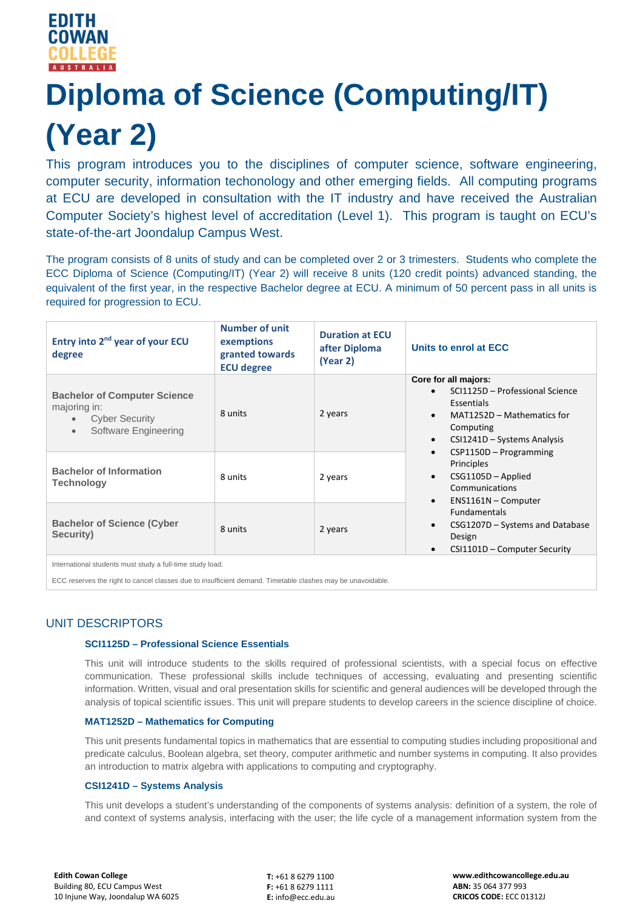# Diploma of Science (Computing/IT) (Year 2)

This program introduces you to the disciplines of computer science, software engineering, computer security, information techonology and other emerging fields. All computing programs at ECU are developed in consultation with the IT industry and have received the Australian Computer Society's highest level of accreditation (Level 1). This program is taught on ECU's state-of-the-art Joondalup Campus West.

The program consists of 8 units of study and can be completed over 2 or 3 trimesters. Students who complete the ECC Diploma of Science (Computing/IT) (Year 2) will receive 8 units (120 credit points) advanced standing, the equivalent of the first year, in the respective Bachelor degree at ECU. A minimum of 50 percent pass in all units is required for progression to ECU.

| Entry into 2nd year of your ECU degree | Number of unit exemptions granted towards ECU degree | Duration at ECU after Diploma (Year 2) | Units to enroll at ECC |
|---|---|---|---|
| **Bachelor of Computer Science** majoring in: • Cyber Security • Software Engineering | 8 units | 2 years | **Core for all majors:** • SCI1125D – Professional Science Essentials • MAT1252D – Mathematics for Computing • CSI1241D – Systems Analysis • CSP1150D – Programming Principles • CSG1105D – Applied Communications • ENS1161N – Computer Fundamentals • CSG1207D – Systems and Database Design • CSI1101D – Computer Security |
| **Bachelor of Information Technology** | 8 units | 2 years | |
| **Bachelor of Science (Cyber Security)** | 8 units | 2 years | |

International students must study a full-time study load.

ECC reserves the right to cancel classes due to insufficient demand. Timetable clashes may be unavoidable.

## UNIT DESCRIPTORS

### SCI1125D – Professional Science Essentials

This unit will introduce students to the skills required of professional scientists, with a special focus on effective communication. These professional skills include techniques of accessing, evaluating and presenting scientific information. Written, visual and oral presentation skills for scientific and general audiences will be developed through the analysis of topical scientific issues. This unit will prepare students to develop careers in the science discipline of choice.

### MAT1252D – Mathematics for Computing

This unit presents fundamental topics in mathematics that are essential to computing studies including propositional and predicate calculus, Boolean algebra, set theory, computer arithmetic and number systems in computing. It also provides an introduction to matrix algebra with applications to computing and cryptography.

### CSI1241D – Systems Analysis

This unit develops a student's understanding of the components of systems analysis: definition of a system, the role of and context of systems analysis, interfacing with the user; the life cycle of a management information system from the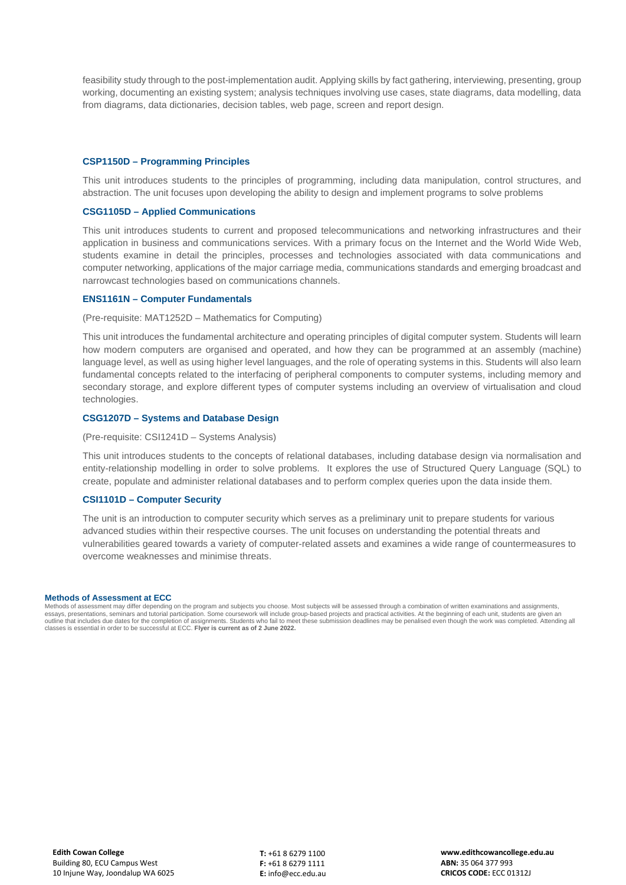feasibility study through to the post-implementation audit. Applying skills by fact gathering, interviewing, presenting, group working, documenting an existing system; analysis techniques involving use cases, state diagrams, data modelling, data from diagrams, data dictionaries, decision tables, web page, screen and report design.

### CSP1150D – Programming Principles

This unit introduces students to the principles of programming, including data manipulation, control structures, and abstraction. The unit focuses upon developing the ability to design and implement programs to solve problems

### CSG1105D – Applied Communications

This unit introduces students to current and proposed telecommunications and networking infrastructures and their application in business and communications services. With a primary focus on the Internet and the World Wide Web, students examine in detail the principles, processes and technologies associated with data communications and computer networking, applications of the major carriage media, communications standards and emerging broadcast and narrowcast technologies based on communications channels.

### ENS1161N – Computer Fundamentals

(Pre-requisite: MAT1252D – Mathematics for Computing)

This unit introduces the fundamental architecture and operating principles of digital computer system. Students will learn how modern computers are organised and operated, and how they can be programmed at an assembly (machine) language level, as well as using higher level languages, and the role of operating systems in this. Students will also learn fundamental concepts related to the interfacing of peripheral components to computer systems, including memory and secondary storage, and explore different types of computer systems including an overview of virtualisation and cloud technologies.

### CSG1207D – Systems and Database Design

(Pre-requisite: CSI1241D – Systems Analysis)

This unit introduces students to the concepts of relational databases, including database design via normalisation and entity-relationship modelling in order to solve problems. It explores the use of Structured Query Language (SQL) to create, populate and administer relational databases and to perform complex queries upon the data inside them.

### CSI1101D – Computer Security

The unit is an introduction to computer security which serves as a preliminary unit to prepare students for various advanced studies within their respective courses. The unit focuses on understanding the potential threats and vulnerabilities geared towards a variety of computer-related assets and examines a wide range of countermeasures to overcome weaknesses and minimise threats.

**Methods of Assessment at ECC**

Methods of assessment may differ depending on the program and subjects you choose. Most subjects will be assessed through a combination of written examinations and assignments, essays, presentations, seminars and tutorial participation. Some coursework will include group-based projects and practical activities. At the beginning of each unit, students are given an outline that includes due dates for the completion of assignments. Students who fail to meet these submission deadlines may be penalised even though the work was completed. Attending all classes is essential in order to be successful at ECC. **Flyer is current as of 2 June 2022.**

**Edith Cowan College**
Building 80, ECU Campus West
10 Injune Way, Joondalup WA 6025

**T:** +61 8 6279 1100
**F:** +61 8 6279 1111
**E:** info@ecc.edu.au

**www.edithcowancollege.edu.au**
**ABN:** 35 064 377 993
**CRICOS CODE:** ECC 01312J